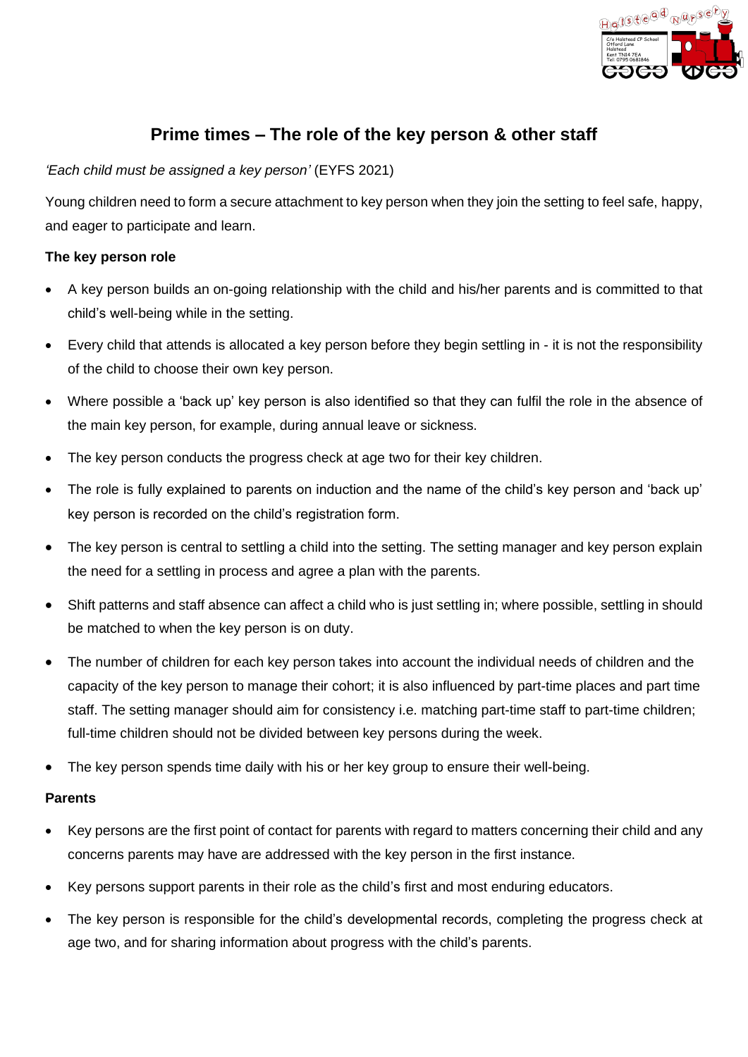# Prime times – The role of the key person & other staff

*'Each child must be assigned a key person'* (EYFS 2021)

Young children need to form a secure attachment to key person when they join the setting to feel safe, happy, and eager to participate and learn.

**The key person role**

- A key person builds an on-going relationship with the child and his/her parents and is committed to that child's well-being while in the setting.
- Every child that attends is allocated a key person before they begin settling in - it is not the responsibility of the child to choose their own key person.
- Where possible a 'back up' key person is also identified so that they can fulfil the role in the absence of the main key person, for example, during annual leave or sickness.
- The key person conducts the progress check at age two for their key children.
- The role is fully explained to parents on induction and the name of the child's key person and 'back up' key person is recorded on the child's registration form.
- The key person is central to settling a child into the setting. The setting manager and key person explain the need for a settling in process and agree a plan with the parents.
- Shift patterns and staff absence can affect a child who is just settling in; where possible, settling in should be matched to when the key person is on duty.
- The number of children for each key person takes into account the individual needs of children and the capacity of the key person to manage their cohort; it is also influenced by part-time places and part time staff. The setting manager should aim for consistency i.e. matching part-time staff to part-time children; full-time children should not be divided between key persons during the week.
- The key person spends time daily with his or her key group to ensure their well-being.

**Parents**

- Key persons are the first point of contact for parents with regard to matters concerning their child and any concerns parents may have are addressed with the key person in the first instance.
- Key persons support parents in their role as the child's first and most enduring educators.
- The key person is responsible for the child's developmental records, completing the progress check at age two, and for sharing information about progress with the child's parents.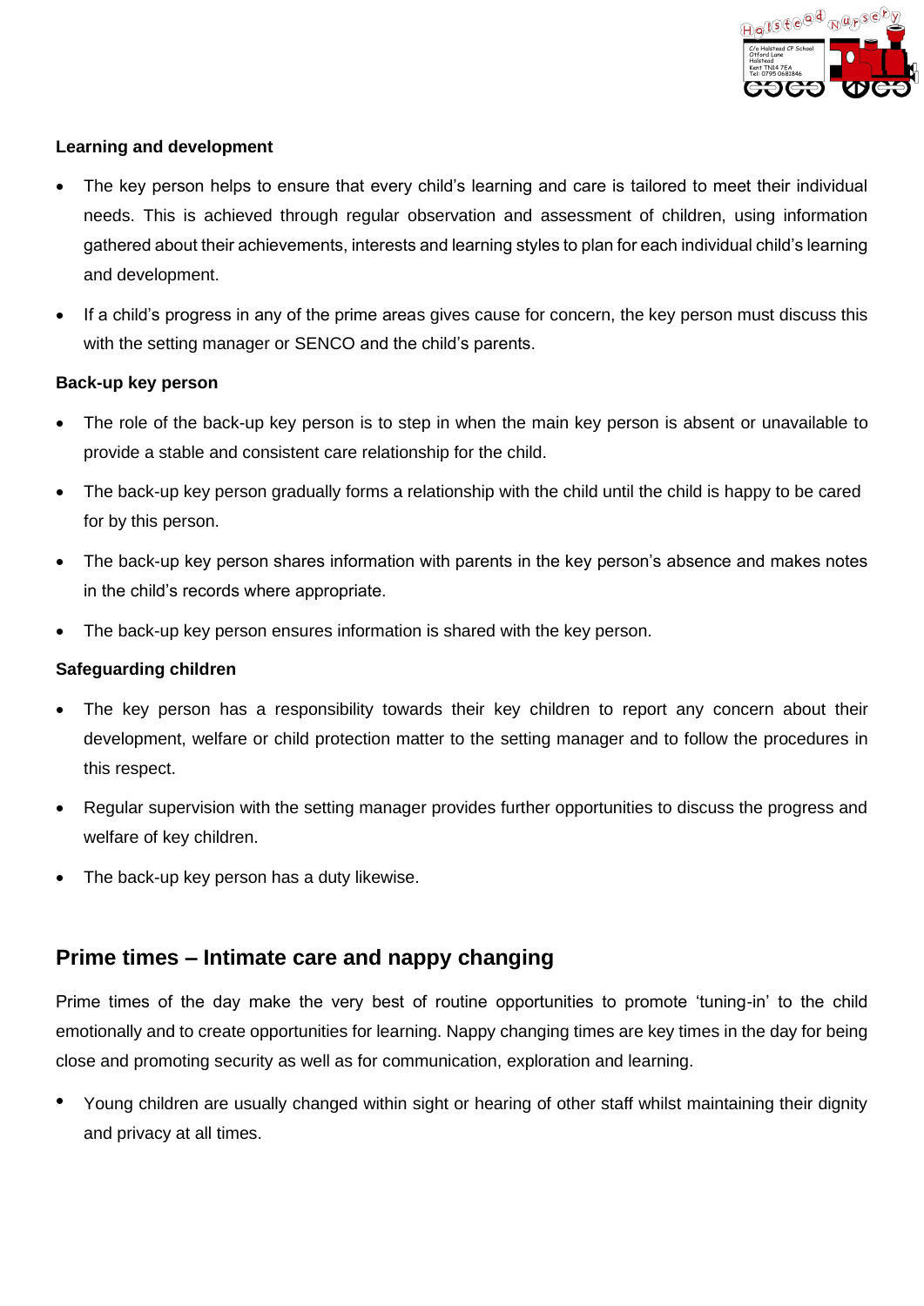**Learning and development**

- The key person helps to ensure that every child's learning and care is tailored to meet their individual needs. This is achieved through regular observation and assessment of children, using information gathered about their achievements, interests and learning styles to plan for each individual child's learning and development.
- If a child's progress in any of the prime areas gives cause for concern, the key person must discuss this with the setting manager or SENCO and the child's parents.

**Back-up key person**

- The role of the back-up key person is to step in when the main key person is absent or unavailable to provide a stable and consistent care relationship for the child.
- The back-up key person gradually forms a relationship with the child until the child is happy to be cared for by this person.
- The back-up key person shares information with parents in the key person's absence and makes notes in the child's records where appropriate.
- The back-up key person ensures information is shared with the key person.

**Safeguarding children**

- The key person has a responsibility towards their key children to report any concern about their development, welfare or child protection matter to the setting manager and to follow the procedures in this respect.
- Regular supervision with the setting manager provides further opportunities to discuss the progress and welfare of key children.
- The back-up key person has a duty likewise.

## Prime times – Intimate care and nappy changing

Prime times of the day make the very best of routine opportunities to promote 'tuning-in' to the child emotionally and to create opportunities for learning. Nappy changing times are key times in the day for being close and promoting security as well as for communication, exploration and learning.

- Young children are usually changed within sight or hearing of other staff whilst maintaining their dignity and privacy at all times.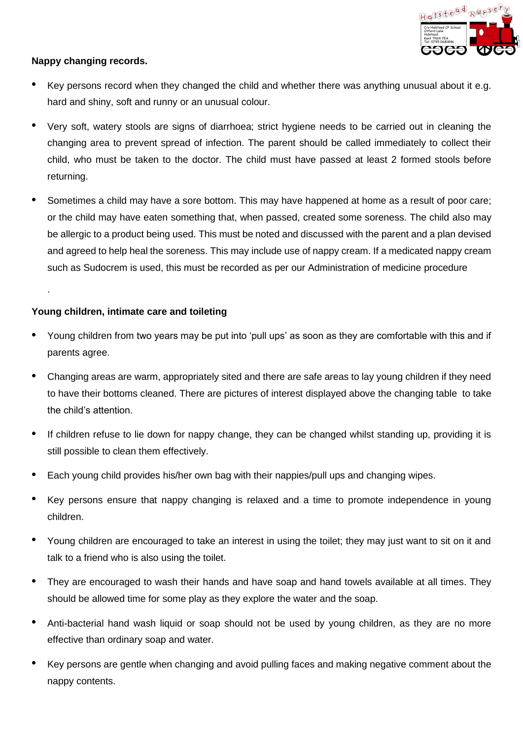**Nappy changing records.**

- Key persons record when they changed the child and whether there was anything unusual about it e.g. hard and shiny, soft and runny or an unusual colour.
- Very soft, watery stools are signs of diarrhoea; strict hygiene needs to be carried out in cleaning the changing area to prevent spread of infection. The parent should be called immediately to collect their child, who must be taken to the doctor. The child must have passed at least 2 formed stools before returning.
- Sometimes a child may have a sore bottom. This may have happened at home as a result of poor care; or the child may have eaten something that, when passed, created some soreness. The child also may be allergic to a product being used. This must be noted and discussed with the parent and a plan devised and agreed to help heal the soreness. This may include use of nappy cream. If a medicated nappy cream such as Sudocrem is used, this must be recorded as per our Administration of medicine procedure

.

**Young children, intimate care and toileting**

- Young children from two years may be put into 'pull ups' as soon as they are comfortable with this and if parents agree.
- Changing areas are warm, appropriately sited and there are safe areas to lay young children if they need to have their bottoms cleaned. There are pictures of interest displayed above the changing table to take the child's attention.
- If children refuse to lie down for nappy change, they can be changed whilst standing up, providing it is still possible to clean them effectively.
- Each young child provides his/her own bag with their nappies/pull ups and changing wipes.
- Key persons ensure that nappy changing is relaxed and a time to promote independence in young children.
- Young children are encouraged to take an interest in using the toilet; they may just want to sit on it and talk to a friend who is also using the toilet.
- They are encouraged to wash their hands and have soap and hand towels available at all times. They should be allowed time for some play as they explore the water and the soap.
- Anti-bacterial hand wash liquid or soap should not be used by young children, as they are no more effective than ordinary soap and water.
- Key persons are gentle when changing and avoid pulling faces and making negative comment about the nappy contents.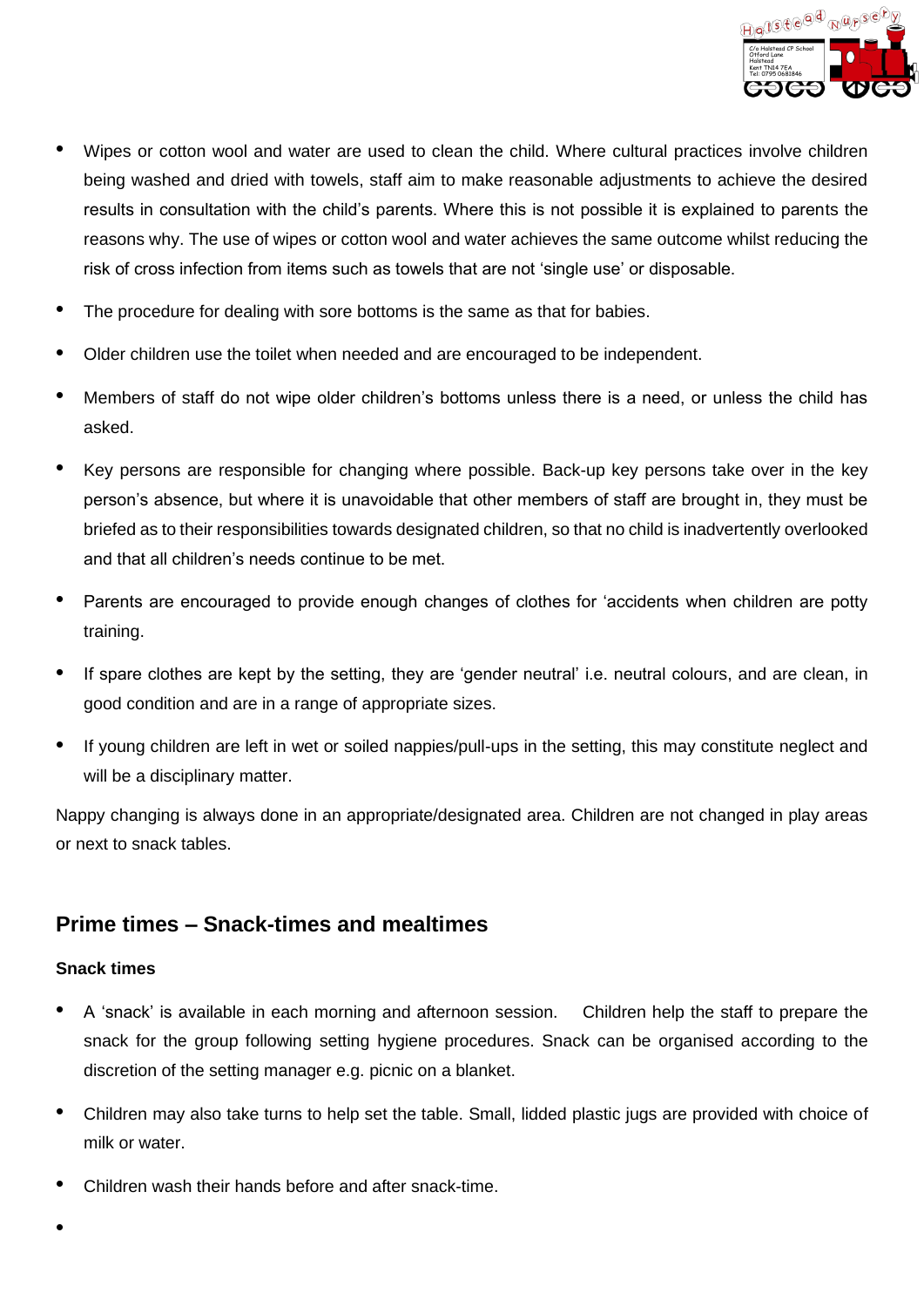- Wipes or cotton wool and water are used to clean the child. Where cultural practices involve children being washed and dried with towels, staff aim to make reasonable adjustments to achieve the desired results in consultation with the child's parents. Where this is not possible it is explained to parents the reasons why. The use of wipes or cotton wool and water achieves the same outcome whilst reducing the risk of cross infection from items such as towels that are not 'single use' or disposable.
- The procedure for dealing with sore bottoms is the same as that for babies.
- Older children use the toilet when needed and are encouraged to be independent.
- Members of staff do not wipe older children's bottoms unless there is a need, or unless the child has asked.
- Key persons are responsible for changing where possible. Back-up key persons take over in the key person's absence, but where it is unavoidable that other members of staff are brought in, they must be briefed as to their responsibilities towards designated children, so that no child is inadvertently overlooked and that all children's needs continue to be met.
- Parents are encouraged to provide enough changes of clothes for 'accidents when children are potty training.
- If spare clothes are kept by the setting, they are 'gender neutral' i.e. neutral colours, and are clean, in good condition and are in a range of appropriate sizes.
- If young children are left in wet or soiled nappies/pull-ups in the setting, this may constitute neglect and will be a disciplinary matter.

Nappy changing is always done in an appropriate/designated area. Children are not changed in play areas or next to snack tables.

## Prime times – Snack-times and mealtimes

### Snack times

- A 'snack' is available in each morning and afternoon session.  Children help the staff to prepare the snack for the group following setting hygiene procedures. Snack can be organised according to the discretion of the setting manager e.g. picnic on a blanket.
- Children may also take turns to help set the table. Small, lidded plastic jugs are provided with choice of milk or water.
- Children wash their hands before and after snack-time.
-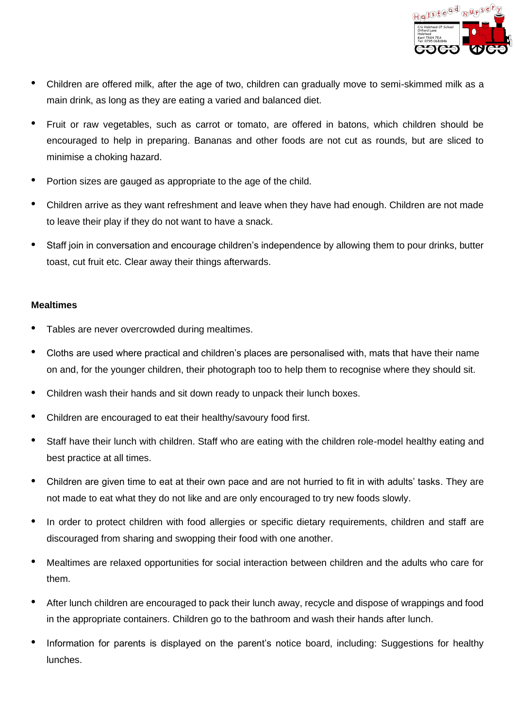- Children are offered milk, after the age of two, children can gradually move to semi-skimmed milk as a main drink, as long as they are eating a varied and balanced diet.
- Fruit or raw vegetables, such as carrot or tomato, are offered in batons, which children should be encouraged to help in preparing. Bananas and other foods are not cut as rounds, but are sliced to minimise a choking hazard.
- Portion sizes are gauged as appropriate to the age of the child.
- Children arrive as they want refreshment and leave when they have had enough. Children are not made to leave their play if they do not want to have a snack.
- Staff join in conversation and encourage children's independence by allowing them to pour drinks, butter toast, cut fruit etc. Clear away their things afterwards.

**Mealtimes**

- Tables are never overcrowded during mealtimes.
- Cloths are used where practical and children's places are personalised with, mats that have their name on and, for the younger children, their photograph too to help them to recognise where they should sit.
- Children wash their hands and sit down ready to unpack their lunch boxes.
- Children are encouraged to eat their healthy/savoury food first.
- Staff have their lunch with children. Staff who are eating with the children role-model healthy eating and best practice at all times.
- Children are given time to eat at their own pace and are not hurried to fit in with adults' tasks. They are not made to eat what they do not like and are only encouraged to try new foods slowly.
- In order to protect children with food allergies or specific dietary requirements, children and staff are discouraged from sharing and swopping their food with one another.
- Mealtimes are relaxed opportunities for social interaction between children and the adults who care for them.
- After lunch children are encouraged to pack their lunch away, recycle and dispose of wrappings and food in the appropriate containers. Children go to the bathroom and wash their hands after lunch.
- Information for parents is displayed on the parent's notice board, including: Suggestions for healthy lunches.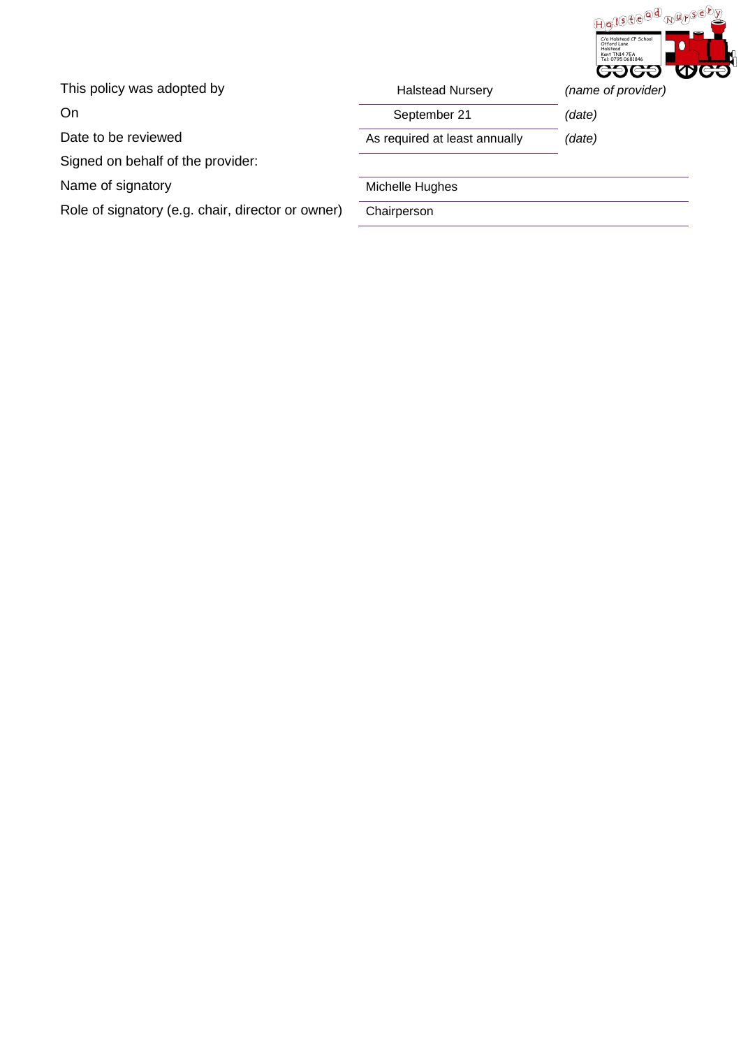| | | |
|---|---|---|
| This policy was adopted by | Halstead Nursery | *(name of provider)* |
| On | September 21 | *(date)* |
| Date to be reviewed | As required at least annually | *(date)* |
| Signed on behalf of the provider: | | |
| Name of signatory | Michelle Hughes | |
| Role of signatory (e.g. chair, director or owner) | Chairperson | |